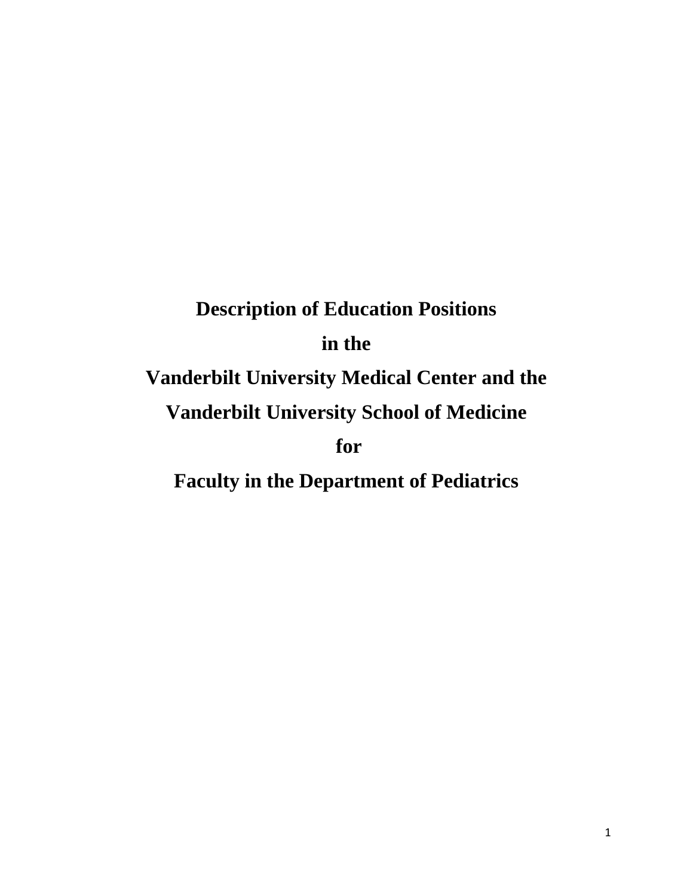# Description of Education Positions

# in the

# Vanderbilt University Medical Center and the

# Vanderbilt University School of Medicine

# for

# Faculty in the Department of Pediatrics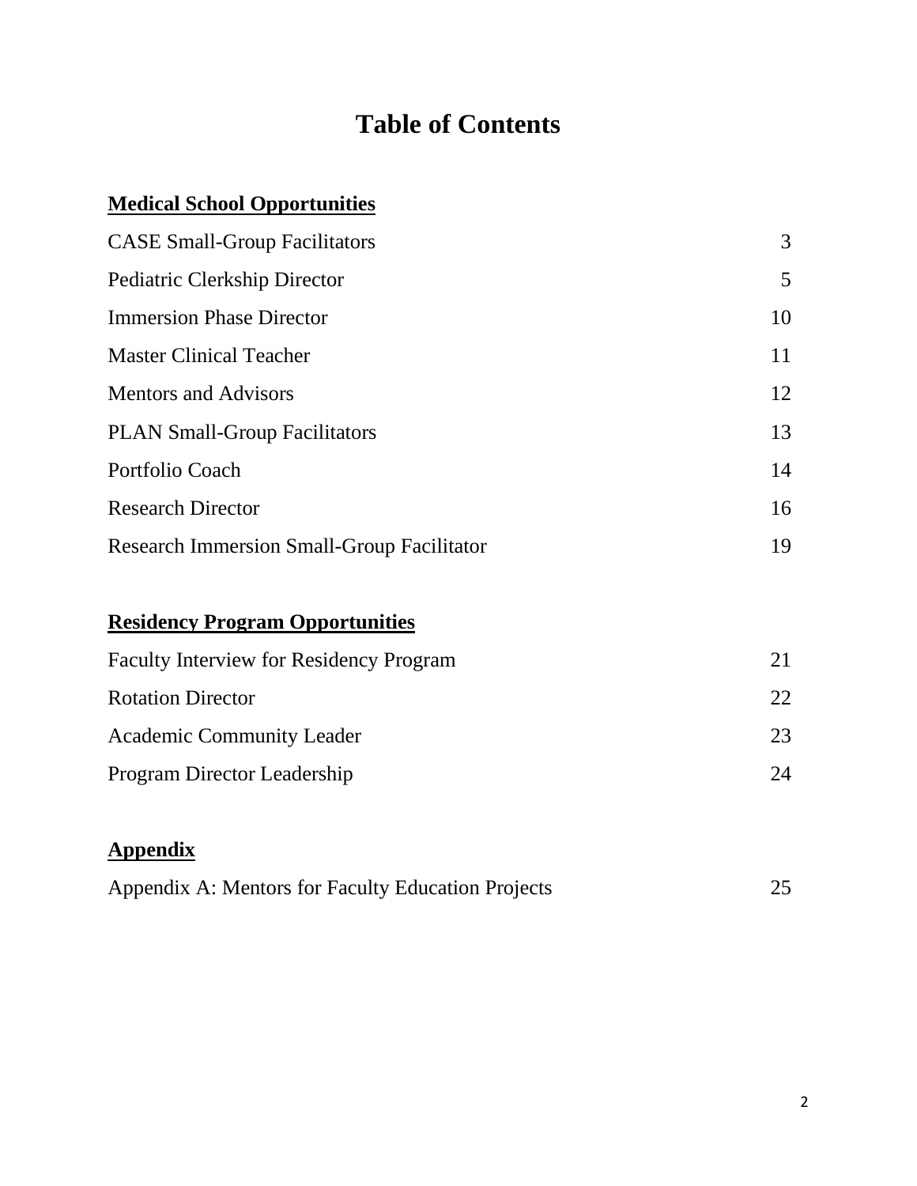# Table of Contents

## Medical School Opportunities

| | |
|---|---|
| CASE Small-Group Facilitators | 3 |
| Pediatric Clerkship Director | 5 |
| Immersion Phase Director | 10 |
| Master Clinical Teacher | 11 |
| Mentors and Advisors | 12 |
| PLAN Small-Group Facilitators | 13 |
| Portfolio Coach | 14 |
| Research Director | 16 |
| Research Immersion Small-Group Facilitator | 19 |

## Residency Program Opportunities

| | |
|---|---|
| Faculty Interview for Residency Program | 21 |
| Rotation Director | 22 |
| Academic Community Leader | 23 |
| Program Director Leadership | 24 |

## Appendix

| | |
|---|---|
| Appendix A: Mentors for Faculty Education Projects | 25 |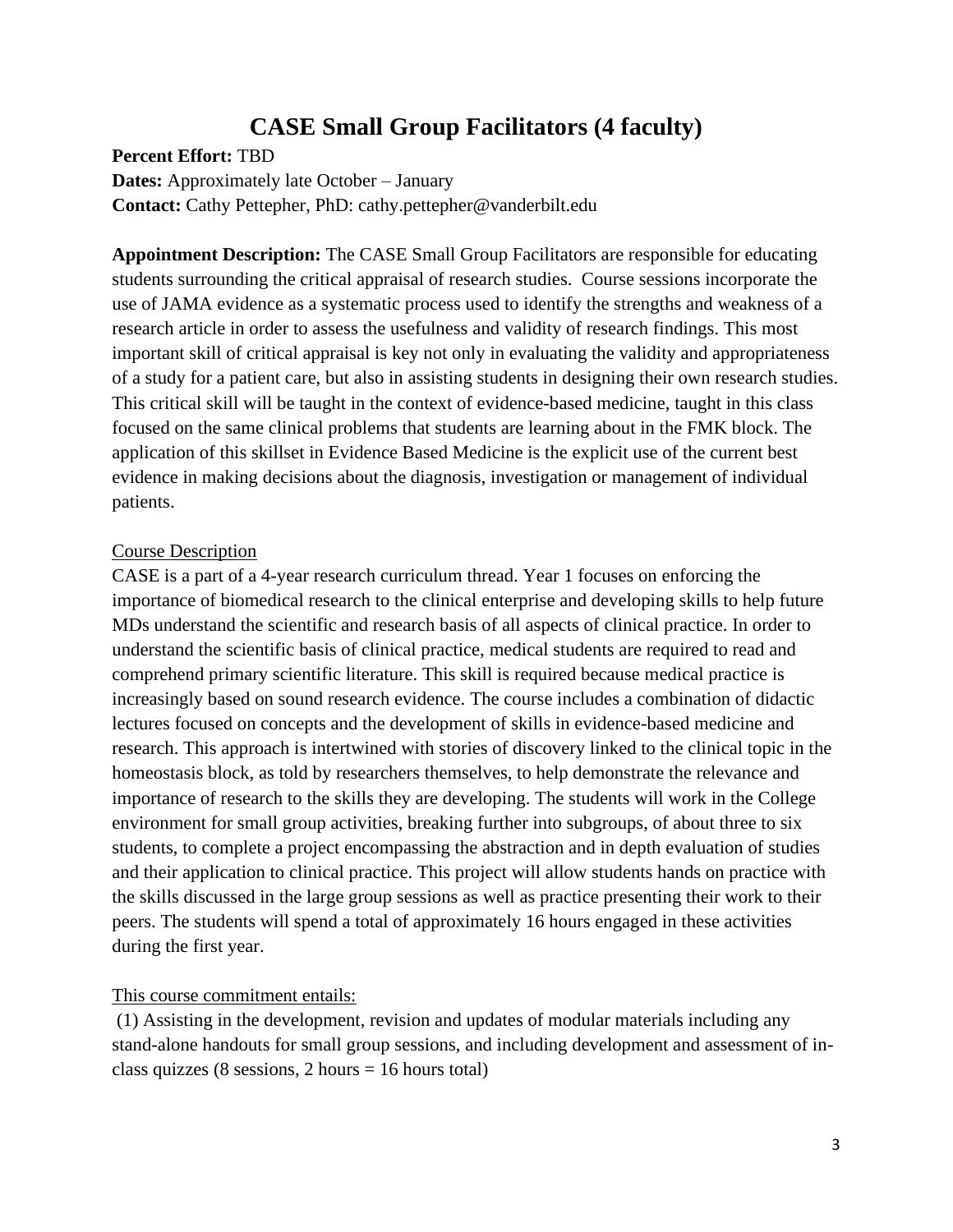# CASE Small Group Facilitators (4 faculty)

**Percent Effort:** TBD
**Dates:** Approximately late October – January
**Contact:** Cathy Pettepher, PhD: cathy.pettepher@vanderbilt.edu

**Appointment Description:** The CASE Small Group Facilitators are responsible for educating students surrounding the critical appraisal of research studies. Course sessions incorporate the use of JAMA evidence as a systematic process used to identify the strengths and weakness of a research article in order to assess the usefulness and validity of research findings. This most important skill of critical appraisal is key not only in evaluating the validity and appropriateness of a study for a patient care, but also in assisting students in designing their own research studies. This critical skill will be taught in the context of evidence-based medicine, taught in this class focused on the same clinical problems that students are learning about in the FMK block. The application of this skillset in Evidence Based Medicine is the explicit use of the current best evidence in making decisions about the diagnosis, investigation or management of individual patients.

Course Description

CASE is a part of a 4-year research curriculum thread. Year 1 focuses on enforcing the importance of biomedical research to the clinical enterprise and developing skills to help future MDs understand the scientific and research basis of all aspects of clinical practice. In order to understand the scientific basis of clinical practice, medical students are required to read and comprehend primary scientific literature. This skill is required because medical practice is increasingly based on sound research evidence. The course includes a combination of didactic lectures focused on concepts and the development of skills in evidence-based medicine and research. This approach is intertwined with stories of discovery linked to the clinical topic in the homeostasis block, as told by researchers themselves, to help demonstrate the relevance and importance of research to the skills they are developing. The students will work in the College environment for small group activities, breaking further into subgroups, of about three to six students, to complete a project encompassing the abstraction and in depth evaluation of studies and their application to clinical practice. This project will allow students hands on practice with the skills discussed in the large group sessions as well as practice presenting their work to their peers. The students will spend a total of approximately 16 hours engaged in these activities during the first year.

This course commitment entails:

(1) Assisting in the development, revision and updates of modular materials including any stand-alone handouts for small group sessions, and including development and assessment of in-class quizzes (8 sessions, 2 hours = 16 hours total)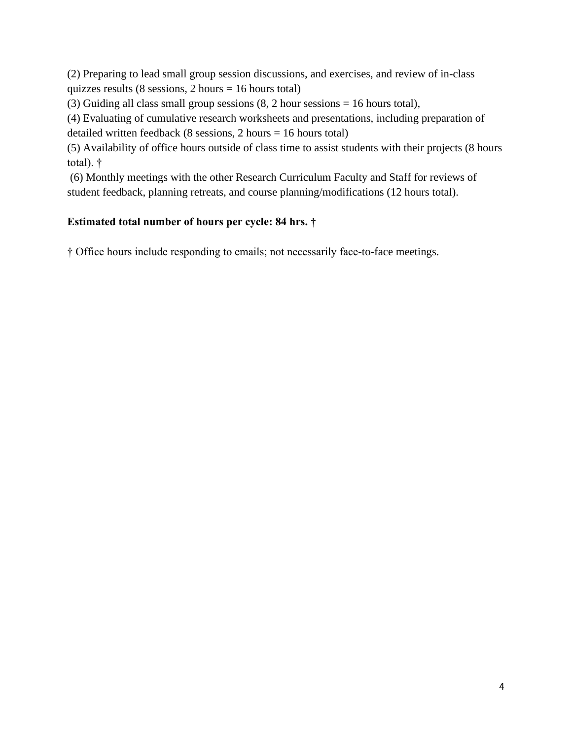(2) Preparing to lead small group session discussions, and exercises, and review of in-class quizzes results (8 sessions, 2 hours = 16 hours total)
(3) Guiding all class small group sessions (8, 2 hour sessions = 16 hours total),
(4) Evaluating of cumulative research worksheets and presentations, including preparation of detailed written feedback (8 sessions, 2 hours = 16 hours total)
(5) Availability of office hours outside of class time to assist students with their projects (8 hours total). †
(6) Monthly meetings with the other Research Curriculum Faculty and Staff for reviews of student feedback, planning retreats, and course planning/modifications (12 hours total).

**Estimated total number of hours per cycle: 84 hrs. †**

† Office hours include responding to emails; not necessarily face-to-face meetings.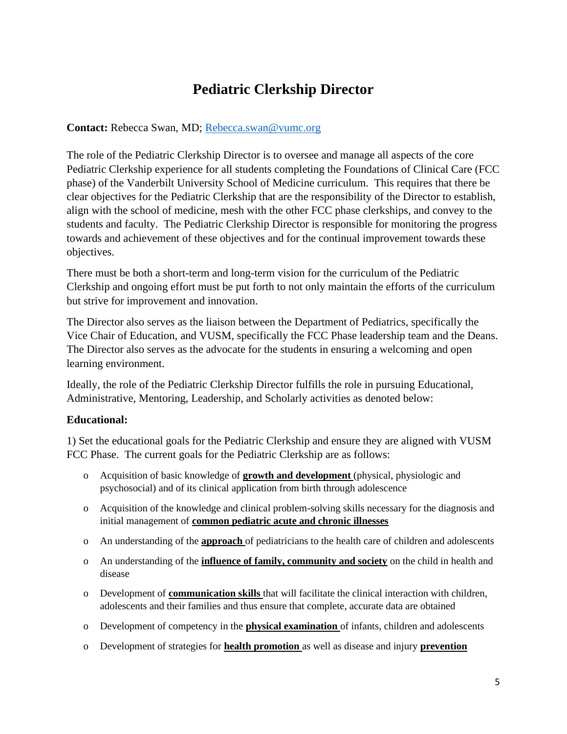# Pediatric Clerkship Director

**Contact:** Rebecca Swan, MD; [Rebecca.swan@vumc.org](mailto:Rebecca.swan@vumc.org)

The role of the Pediatric Clerkship Director is to oversee and manage all aspects of the core Pediatric Clerkship experience for all students completing the Foundations of Clinical Care (FCC phase) of the Vanderbilt University School of Medicine curriculum. This requires that there be clear objectives for the Pediatric Clerkship that are the responsibility of the Director to establish, align with the school of medicine, mesh with the other FCC phase clerkships, and convey to the students and faculty. The Pediatric Clerkship Director is responsible for monitoring the progress towards and achievement of these objectives and for the continual improvement towards these objectives.

There must be both a short-term and long-term vision for the curriculum of the Pediatric Clerkship and ongoing effort must be put forth to not only maintain the efforts of the curriculum but strive for improvement and innovation.

The Director also serves as the liaison between the Department of Pediatrics, specifically the Vice Chair of Education, and VUSM, specifically the FCC Phase leadership team and the Deans. The Director also serves as the advocate for the students in ensuring a welcoming and open learning environment.

Ideally, the role of the Pediatric Clerkship Director fulfills the role in pursuing Educational, Administrative, Mentoring, Leadership, and Scholarly activities as denoted below:

**Educational:**

1) Set the educational goals for the Pediatric Clerkship and ensure they are aligned with VUSM FCC Phase. The current goals for the Pediatric Clerkship are as follows:

- Acquisition of basic knowledge of **growth and development** (physical, physiologic and psychosocial) and of its clinical application from birth through adolescence
- Acquisition of the knowledge and clinical problem-solving skills necessary for the diagnosis and initial management of **common pediatric acute and chronic illnesses**
- An understanding of the **approach** of pediatricians to the health care of children and adolescents
- An understanding of the **influence of family, community and society** on the child in health and disease
- Development of **communication skills** that will facilitate the clinical interaction with children, adolescents and their families and thus ensure that complete, accurate data are obtained
- Development of competency in the **physical examination** of infants, children and adolescents
- Development of strategies for **health promotion** as well as disease and injury **prevention**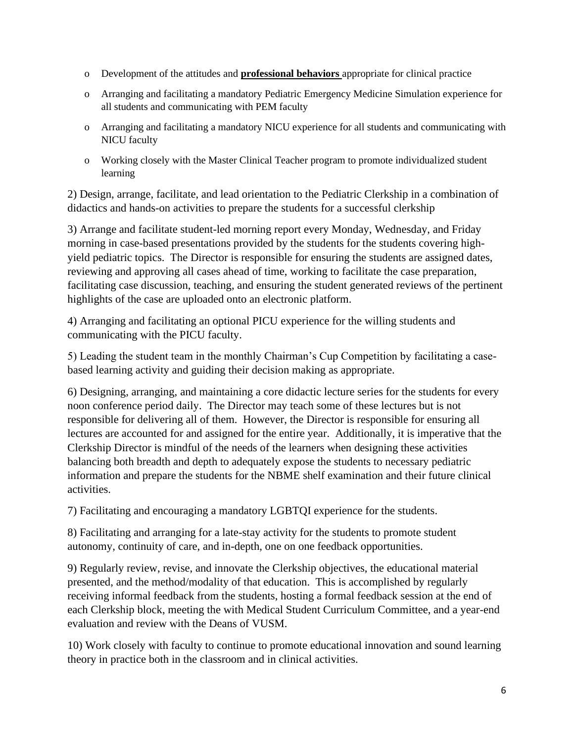- Development of the attitudes and **professional behaviors** appropriate for clinical practice
- Arranging and facilitating a mandatory Pediatric Emergency Medicine Simulation experience for all students and communicating with PEM faculty
- Arranging and facilitating a mandatory NICU experience for all students and communicating with NICU faculty
- Working closely with the Master Clinical Teacher program to promote individualized student learning

2) Design, arrange, facilitate, and lead orientation to the Pediatric Clerkship in a combination of didactics and hands-on activities to prepare the students for a successful clerkship

3) Arrange and facilitate student-led morning report every Monday, Wednesday, and Friday morning in case-based presentations provided by the students for the students covering high-yield pediatric topics. The Director is responsible for ensuring the students are assigned dates, reviewing and approving all cases ahead of time, working to facilitate the case preparation, facilitating case discussion, teaching, and ensuring the student generated reviews of the pertinent highlights of the case are uploaded onto an electronic platform.

4) Arranging and facilitating an optional PICU experience for the willing students and communicating with the PICU faculty.

5) Leading the student team in the monthly Chairman's Cup Competition by facilitating a case-based learning activity and guiding their decision making as appropriate.

6) Designing, arranging, and maintaining a core didactic lecture series for the students for every noon conference period daily. The Director may teach some of these lectures but is not responsible for delivering all of them. However, the Director is responsible for ensuring all lectures are accounted for and assigned for the entire year. Additionally, it is imperative that the Clerkship Director is mindful of the needs of the learners when designing these activities balancing both breadth and depth to adequately expose the students to necessary pediatric information and prepare the students for the NBME shelf examination and their future clinical activities.

7) Facilitating and encouraging a mandatory LGBTQI experience for the students.

8) Facilitating and arranging for a late-stay activity for the students to promote student autonomy, continuity of care, and in-depth, one on one feedback opportunities.

9) Regularly review, revise, and innovate the Clerkship objectives, the educational material presented, and the method/modality of that education. This is accomplished by regularly receiving informal feedback from the students, hosting a formal feedback session at the end of each Clerkship block, meeting the with Medical Student Curriculum Committee, and a year-end evaluation and review with the Deans of VUSM.

10) Work closely with faculty to continue to promote educational innovation and sound learning theory in practice both in the classroom and in clinical activities.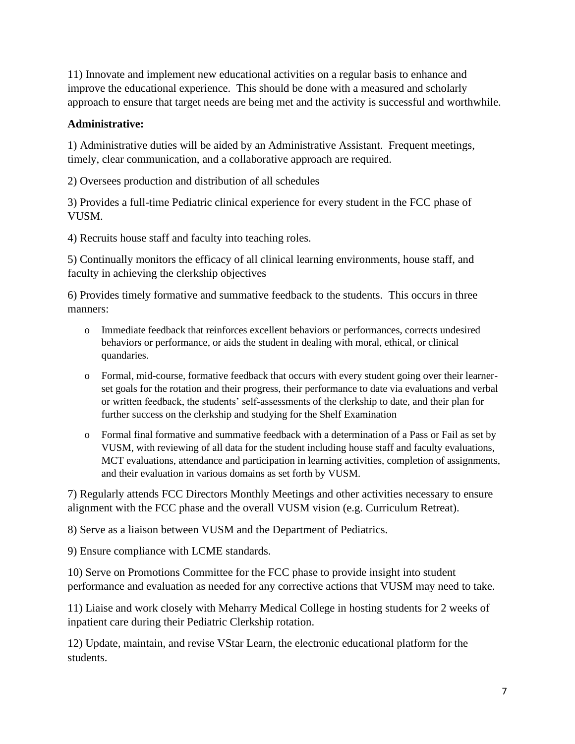11) Innovate and implement new educational activities on a regular basis to enhance and improve the educational experience. This should be done with a measured and scholarly approach to ensure that target needs are being met and the activity is successful and worthwhile.

**Administrative:**

1) Administrative duties will be aided by an Administrative Assistant. Frequent meetings, timely, clear communication, and a collaborative approach are required.

2) Oversees production and distribution of all schedules

3) Provides a full-time Pediatric clinical experience for every student in the FCC phase of VUSM.

4) Recruits house staff and faculty into teaching roles.

5) Continually monitors the efficacy of all clinical learning environments, house staff, and faculty in achieving the clerkship objectives

6) Provides timely formative and summative feedback to the students. This occurs in three manners:

- Immediate feedback that reinforces excellent behaviors or performances, corrects undesired behaviors or performance, or aids the student in dealing with moral, ethical, or clinical quandaries.
- Formal, mid-course, formative feedback that occurs with every student going over their learner-set goals for the rotation and their progress, their performance to date via evaluations and verbal or written feedback, the students' self-assessments of the clerkship to date, and their plan for further success on the clerkship and studying for the Shelf Examination
- Formal final formative and summative feedback with a determination of a Pass or Fail as set by VUSM, with reviewing of all data for the student including house staff and faculty evaluations, MCT evaluations, attendance and participation in learning activities, completion of assignments, and their evaluation in various domains as set forth by VUSM.

7) Regularly attends FCC Directors Monthly Meetings and other activities necessary to ensure alignment with the FCC phase and the overall VUSM vision (e.g. Curriculum Retreat).

8) Serve as a liaison between VUSM and the Department of Pediatrics.

9) Ensure compliance with LCME standards.

10) Serve on Promotions Committee for the FCC phase to provide insight into student performance and evaluation as needed for any corrective actions that VUSM may need to take.

11) Liaise and work closely with Meharry Medical College in hosting students for 2 weeks of inpatient care during their Pediatric Clerkship rotation.

12) Update, maintain, and revise VStar Learn, the electronic educational platform for the students.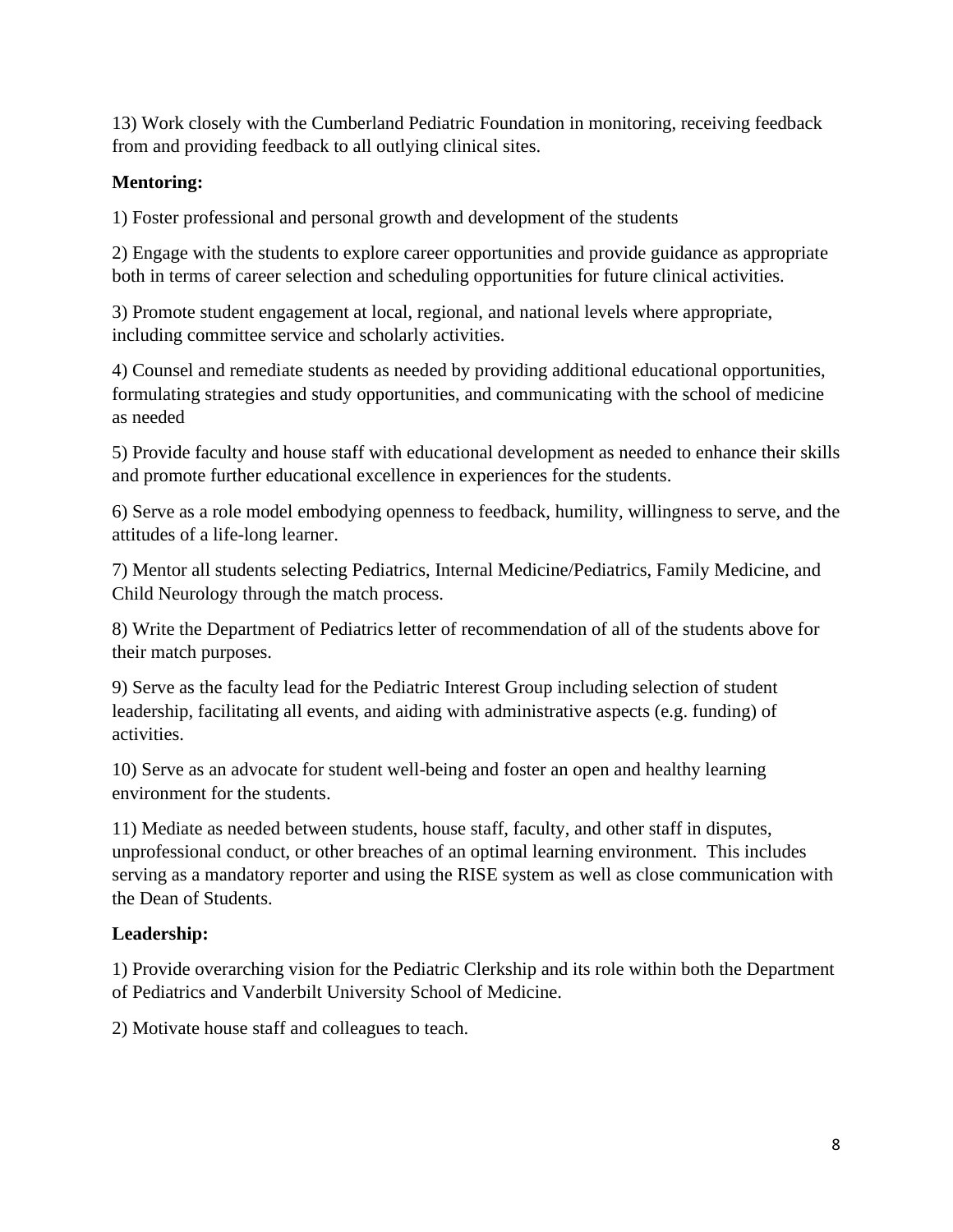13) Work closely with the Cumberland Pediatric Foundation in monitoring, receiving feedback from and providing feedback to all outlying clinical sites.

**Mentoring:**

1) Foster professional and personal growth and development of the students

2) Engage with the students to explore career opportunities and provide guidance as appropriate both in terms of career selection and scheduling opportunities for future clinical activities.

3) Promote student engagement at local, regional, and national levels where appropriate, including committee service and scholarly activities.

4) Counsel and remediate students as needed by providing additional educational opportunities, formulating strategies and study opportunities, and communicating with the school of medicine as needed

5) Provide faculty and house staff with educational development as needed to enhance their skills and promote further educational excellence in experiences for the students.

6) Serve as a role model embodying openness to feedback, humility, willingness to serve, and the attitudes of a life-long learner.

7) Mentor all students selecting Pediatrics, Internal Medicine/Pediatrics, Family Medicine, and Child Neurology through the match process.

8) Write the Department of Pediatrics letter of recommendation of all of the students above for their match purposes.

9) Serve as the faculty lead for the Pediatric Interest Group including selection of student leadership, facilitating all events, and aiding with administrative aspects (e.g. funding) of activities.

10) Serve as an advocate for student well-being and foster an open and healthy learning environment for the students.

11) Mediate as needed between students, house staff, faculty, and other staff in disputes, unprofessional conduct, or other breaches of an optimal learning environment. This includes serving as a mandatory reporter and using the RISE system as well as close communication with the Dean of Students.

**Leadership:**

1) Provide overarching vision for the Pediatric Clerkship and its role within both the Department of Pediatrics and Vanderbilt University School of Medicine.

2) Motivate house staff and colleagues to teach.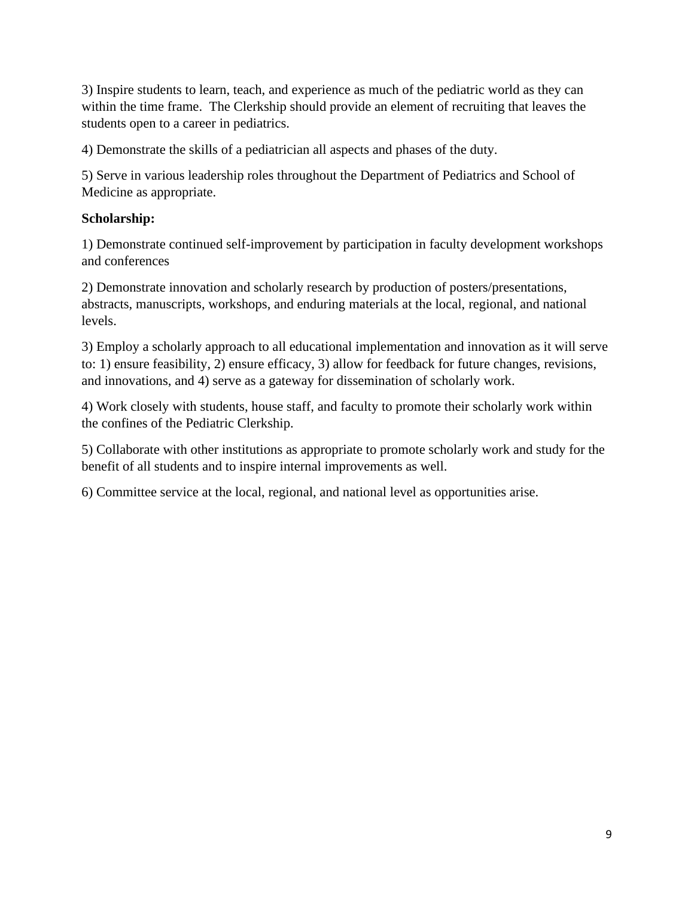3) Inspire students to learn, teach, and experience as much of the pediatric world as they can within the time frame.  The Clerkship should provide an element of recruiting that leaves the students open to a career in pediatrics.

4) Demonstrate the skills of a pediatrician all aspects and phases of the duty.

5) Serve in various leadership roles throughout the Department of Pediatrics and School of Medicine as appropriate.

**Scholarship:**

1) Demonstrate continued self-improvement by participation in faculty development workshops and conferences

2) Demonstrate innovation and scholarly research by production of posters/presentations, abstracts, manuscripts, workshops, and enduring materials at the local, regional, and national levels.

3) Employ a scholarly approach to all educational implementation and innovation as it will serve to: 1) ensure feasibility, 2) ensure efficacy, 3) allow for feedback for future changes, revisions, and innovations, and 4) serve as a gateway for dissemination of scholarly work.

4) Work closely with students, house staff, and faculty to promote their scholarly work within the confines of the Pediatric Clerkship.

5) Collaborate with other institutions as appropriate to promote scholarly work and study for the benefit of all students and to inspire internal improvements as well.

6) Committee service at the local, regional, and national level as opportunities arise.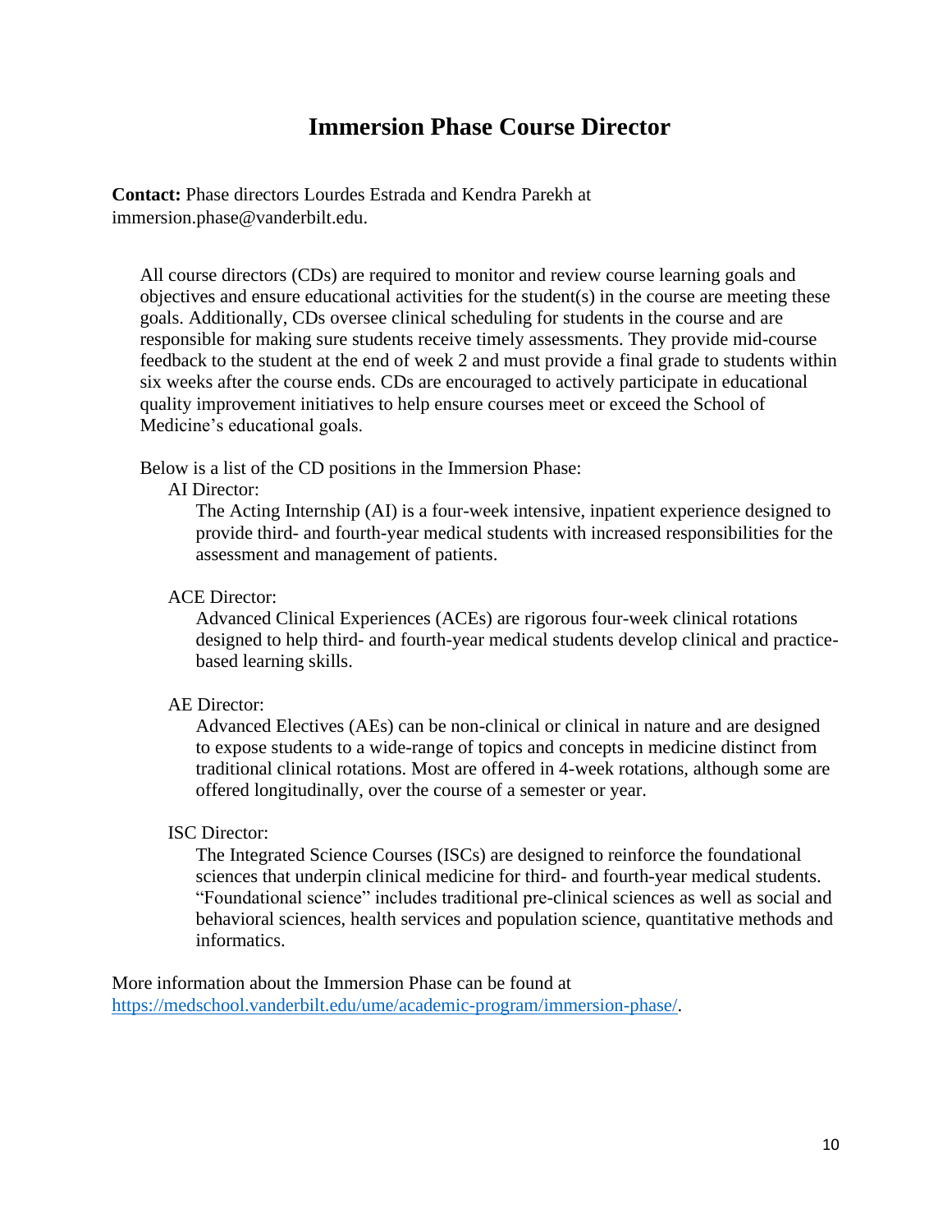# Immersion Phase Course Director

**Contact:** Phase directors Lourdes Estrada and Kendra Parekh at immersion.phase@vanderbilt.edu.

All course directors (CDs) are required to monitor and review course learning goals and objectives and ensure educational activities for the student(s) in the course are meeting these goals. Additionally, CDs oversee clinical scheduling for students in the course and are responsible for making sure students receive timely assessments. They provide mid-course feedback to the student at the end of week 2 and must provide a final grade to students within six weeks after the course ends. CDs are encouraged to actively participate in educational quality improvement initiatives to help ensure courses meet or exceed the School of Medicine's educational goals.

Below is a list of the CD positions in the Immersion Phase:

AI Director:

The Acting Internship (AI) is a four-week intensive, inpatient experience designed to provide third- and fourth-year medical students with increased responsibilities for the assessment and management of patients.

ACE Director:

Advanced Clinical Experiences (ACEs) are rigorous four-week clinical rotations designed to help third- and fourth-year medical students develop clinical and practice-based learning skills.

AE Director:

Advanced Electives (AEs) can be non-clinical or clinical in nature and are designed to expose students to a wide-range of topics and concepts in medicine distinct from traditional clinical rotations. Most are offered in 4-week rotations, although some are offered longitudinally, over the course of a semester or year.

ISC Director:

The Integrated Science Courses (ISCs) are designed to reinforce the foundational sciences that underpin clinical medicine for third- and fourth-year medical students. "Foundational science" includes traditional pre-clinical sciences as well as social and behavioral sciences, health services and population science, quantitative methods and informatics.

More information about the Immersion Phase can be found at https://medschool.vanderbilt.edu/ume/academic-program/immersion-phase/.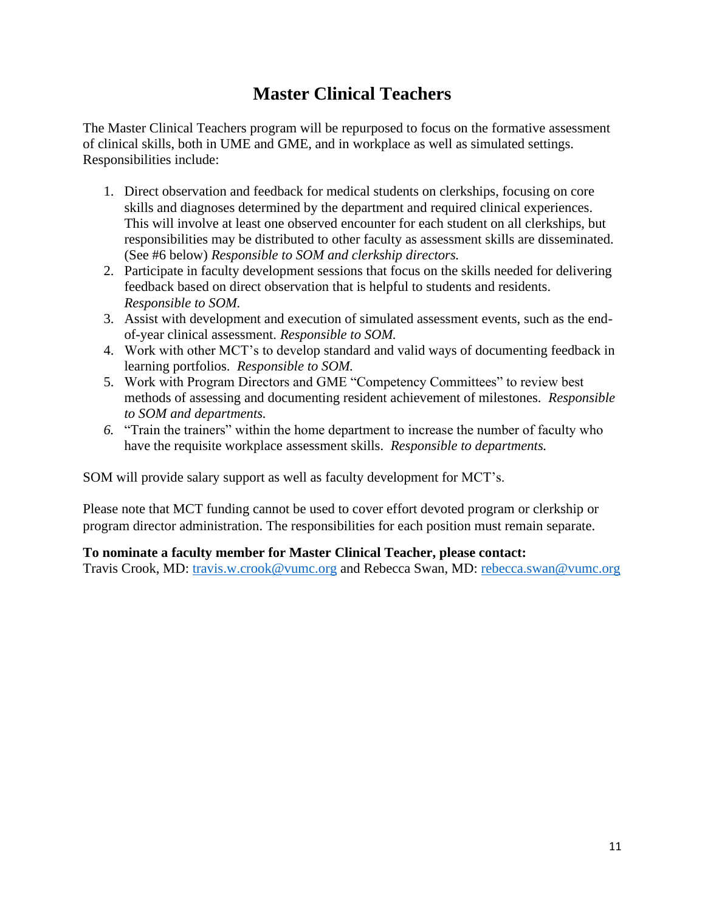# Master Clinical Teachers

The Master Clinical Teachers program will be repurposed to focus on the formative assessment of clinical skills, both in UME and GME, and in workplace as well as simulated settings. Responsibilities include:

1. Direct observation and feedback for medical students on clerkships, focusing on core skills and diagnoses determined by the department and required clinical experiences. This will involve at least one observed encounter for each student on all clerkships, but responsibilities may be distributed to other faculty as assessment skills are disseminated. (See #6 below) *Responsible to SOM and clerkship directors.*
2. Participate in faculty development sessions that focus on the skills needed for delivering feedback based on direct observation that is helpful to students and residents. *Responsible to SOM.*
3. Assist with development and execution of simulated assessment events, such as the end-of-year clinical assessment. *Responsible to SOM.*
4. Work with other MCT's to develop standard and valid ways of documenting feedback in learning portfolios. *Responsible to SOM.*
5. Work with Program Directors and GME "Competency Committees" to review best methods of assessing and documenting resident achievement of milestones. *Responsible to SOM and departments.*
6. "Train the trainers" within the home department to increase the number of faculty who have the requisite workplace assessment skills. *Responsible to departments.*

SOM will provide salary support as well as faculty development for MCT's.

Please note that MCT funding cannot be used to cover effort devoted program or clerkship or program director administration. The responsibilities for each position must remain separate.

**To nominate a faculty member for Master Clinical Teacher, please contact:**
Travis Crook, MD: travis.w.crook@vumc.org and Rebecca Swan, MD: rebecca.swan@vumc.org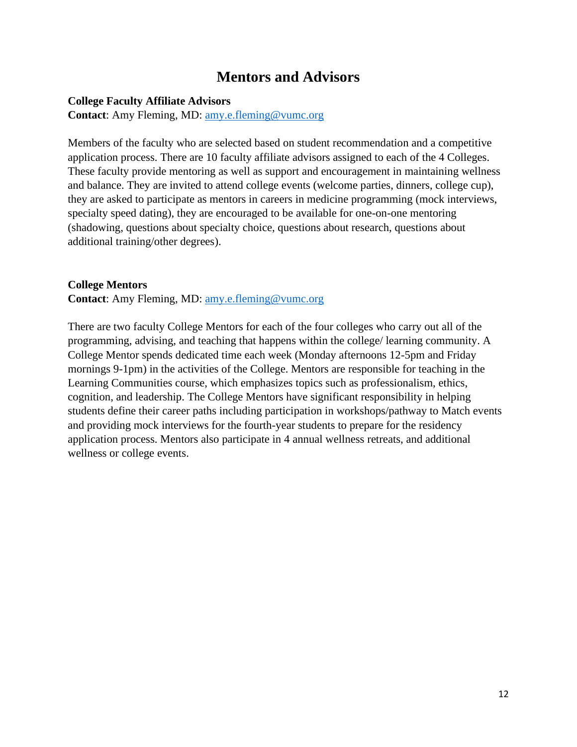# Mentors and Advisors

**College Faculty Affiliate Advisors**
**Contact**: Amy Fleming, MD: [amy.e.fleming@vumc.org](mailto:amy.e.fleming@vumc.org)

Members of the faculty who are selected based on student recommendation and a competitive application process. There are 10 faculty affiliate advisors assigned to each of the 4 Colleges. These faculty provide mentoring as well as support and encouragement in maintaining wellness and balance. They are invited to attend college events (welcome parties, dinners, college cup), they are asked to participate as mentors in careers in medicine programming (mock interviews, specialty speed dating), they are encouraged to be available for one-on-one mentoring (shadowing, questions about specialty choice, questions about research, questions about additional training/other degrees).

**College Mentors**
**Contact**: Amy Fleming, MD: [amy.e.fleming@vumc.org](mailto:amy.e.fleming@vumc.org)

There are two faculty College Mentors for each of the four colleges who carry out all of the programming, advising, and teaching that happens within the college/ learning community. A College Mentor spends dedicated time each week (Monday afternoons 12-5pm and Friday mornings 9-1pm) in the activities of the College. Mentors are responsible for teaching in the Learning Communities course, which emphasizes topics such as professionalism, ethics, cognition, and leadership. The College Mentors have significant responsibility in helping students define their career paths including participation in workshops/pathway to Match events and providing mock interviews for the fourth-year students to prepare for the residency application process. Mentors also participate in 4 annual wellness retreats, and additional wellness or college events.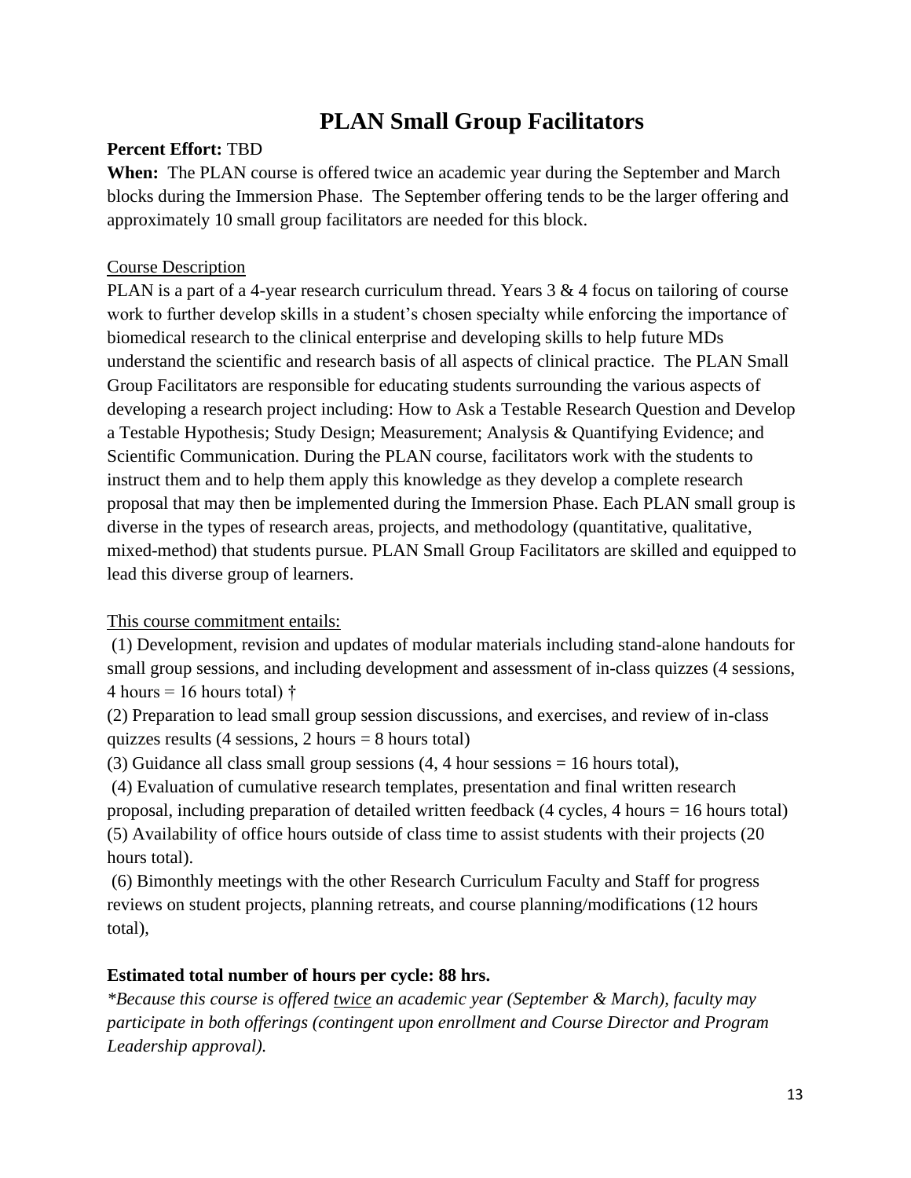# PLAN Small Group Facilitators

**Percent Effort:** TBD

**When:** The PLAN course is offered twice an academic year during the September and March blocks during the Immersion Phase. The September offering tends to be the larger offering and approximately 10 small group facilitators are needed for this block.

<u>Course Description</u>

PLAN is a part of a 4-year research curriculum thread. Years 3 & 4 focus on tailoring of course work to further develop skills in a student's chosen specialty while enforcing the importance of biomedical research to the clinical enterprise and developing skills to help future MDs understand the scientific and research basis of all aspects of clinical practice. The PLAN Small Group Facilitators are responsible for educating students surrounding the various aspects of developing a research project including: How to Ask a Testable Research Question and Develop a Testable Hypothesis; Study Design; Measurement; Analysis & Quantifying Evidence; and Scientific Communication. During the PLAN course, facilitators work with the students to instruct them and to help them apply this knowledge as they develop a complete research proposal that may then be implemented during the Immersion Phase. Each PLAN small group is diverse in the types of research areas, projects, and methodology (quantitative, qualitative, mixed-method) that students pursue. PLAN Small Group Facilitators are skilled and equipped to lead this diverse group of learners.

<u>This course commitment entails:</u>

(1) Development, revision and updates of modular materials including stand-alone handouts for small group sessions, and including development and assessment of in-class quizzes (4 sessions, 4 hours = 16 hours total) †

(2) Preparation to lead small group session discussions, and exercises, and review of in-class quizzes results (4 sessions, 2 hours = 8 hours total)

(3) Guidance all class small group sessions (4, 4 hour sessions = 16 hours total),

(4) Evaluation of cumulative research templates, presentation and final written research proposal, including preparation of detailed written feedback (4 cycles, 4 hours = 16 hours total)

(5) Availability of office hours outside of class time to assist students with their projects (20 hours total).

(6) Bimonthly meetings with the other Research Curriculum Faculty and Staff for progress reviews on student projects, planning retreats, and course planning/modifications (12 hours total),

**Estimated total number of hours per cycle: 88 hrs.**

*\*Because this course is offered <u>twice</u> an academic year (September & March), faculty may participate in both offerings (contingent upon enrollment and Course Director and Program Leadership approval).*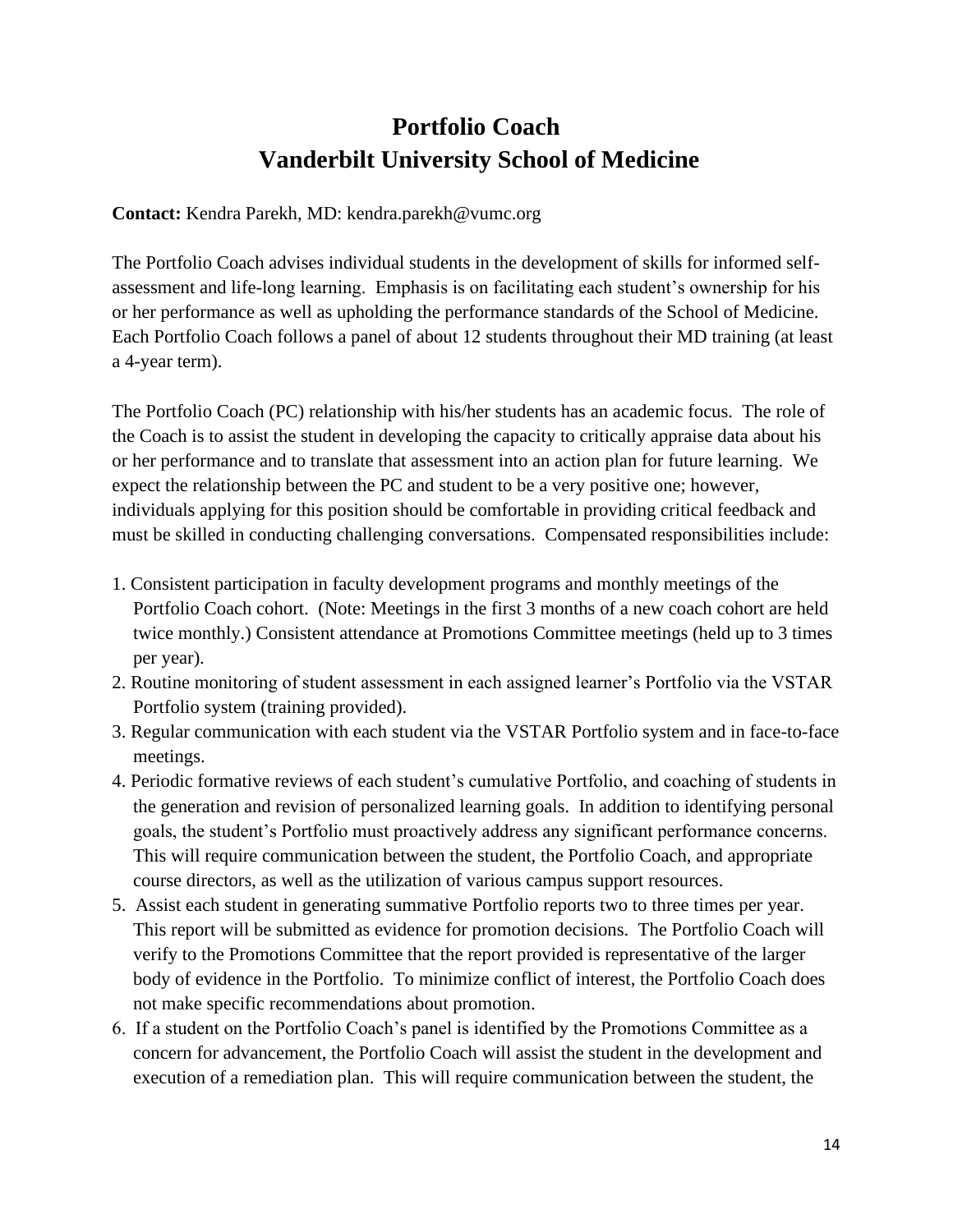# Portfolio Coach
# Vanderbilt University School of Medicine

**Contact:** Kendra Parekh, MD: kendra.parekh@vumc.org

The Portfolio Coach advises individual students in the development of skills for informed self-assessment and life-long learning. Emphasis is on facilitating each student's ownership for his or her performance as well as upholding the performance standards of the School of Medicine. Each Portfolio Coach follows a panel of about 12 students throughout their MD training (at least a 4-year term).

The Portfolio Coach (PC) relationship with his/her students has an academic focus. The role of the Coach is to assist the student in developing the capacity to critically appraise data about his or her performance and to translate that assessment into an action plan for future learning. We expect the relationship between the PC and student to be a very positive one; however, individuals applying for this position should be comfortable in providing critical feedback and must be skilled in conducting challenging conversations. Compensated responsibilities include:

1. Consistent participation in faculty development programs and monthly meetings of the Portfolio Coach cohort. (Note: Meetings in the first 3 months of a new coach cohort are held twice monthly.) Consistent attendance at Promotions Committee meetings (held up to 3 times per year).
2. Routine monitoring of student assessment in each assigned learner's Portfolio via the VSTAR Portfolio system (training provided).
3. Regular communication with each student via the VSTAR Portfolio system and in face-to-face meetings.
4. Periodic formative reviews of each student's cumulative Portfolio, and coaching of students in the generation and revision of personalized learning goals. In addition to identifying personal goals, the student's Portfolio must proactively address any significant performance concerns. This will require communication between the student, the Portfolio Coach, and appropriate course directors, as well as the utilization of various campus support resources.
5. Assist each student in generating summative Portfolio reports two to three times per year. This report will be submitted as evidence for promotion decisions. The Portfolio Coach will verify to the Promotions Committee that the report provided is representative of the larger body of evidence in the Portfolio. To minimize conflict of interest, the Portfolio Coach does not make specific recommendations about promotion.
6. If a student on the Portfolio Coach's panel is identified by the Promotions Committee as a concern for advancement, the Portfolio Coach will assist the student in the development and execution of a remediation plan. This will require communication between the student, the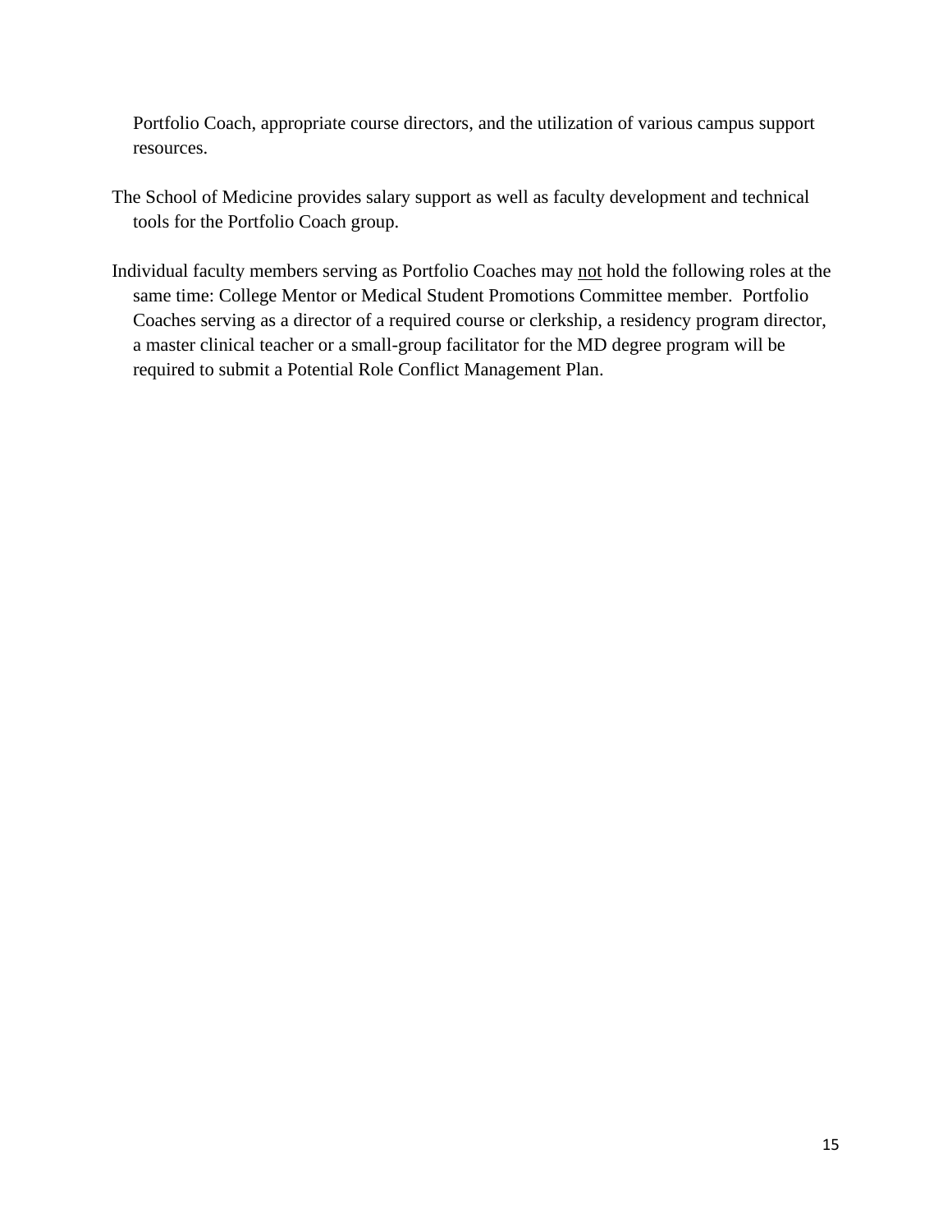Portfolio Coach, appropriate course directors, and the utilization of various campus support resources.

The School of Medicine provides salary support as well as faculty development and technical tools for the Portfolio Coach group.

Individual faculty members serving as Portfolio Coaches may <u>not</u> hold the following roles at the same time: College Mentor or Medical Student Promotions Committee member. Portfolio Coaches serving as a director of a required course or clerkship, a residency program director, a master clinical teacher or a small-group facilitator for the MD degree program will be required to submit a Potential Role Conflict Management Plan.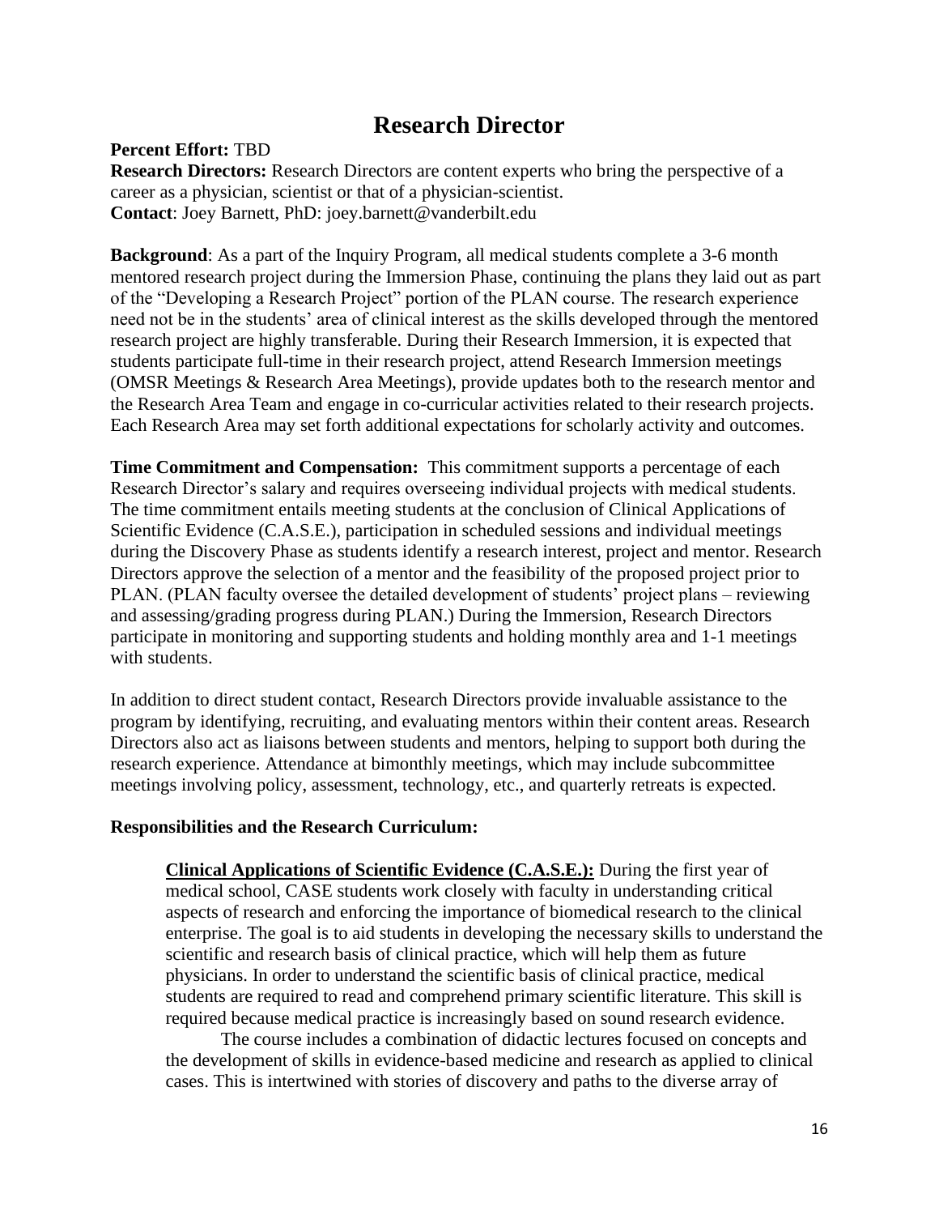# Research Director

**Percent Effort:** TBD
**Research Directors:** Research Directors are content experts who bring the perspective of a career as a physician, scientist or that of a physician-scientist.
**Contact**: Joey Barnett, PhD: joey.barnett@vanderbilt.edu

**Background**: As a part of the Inquiry Program, all medical students complete a 3-6 month mentored research project during the Immersion Phase, continuing the plans they laid out as part of the "Developing a Research Project" portion of the PLAN course. The research experience need not be in the students' area of clinical interest as the skills developed through the mentored research project are highly transferable. During their Research Immersion, it is expected that students participate full-time in their research project, attend Research Immersion meetings (OMSR Meetings & Research Area Meetings), provide updates both to the research mentor and the Research Area Team and engage in co-curricular activities related to their research projects. Each Research Area may set forth additional expectations for scholarly activity and outcomes.

**Time Commitment and Compensation:** This commitment supports a percentage of each Research Director's salary and requires overseeing individual projects with medical students. The time commitment entails meeting students at the conclusion of Clinical Applications of Scientific Evidence (C.A.S.E.), participation in scheduled sessions and individual meetings during the Discovery Phase as students identify a research interest, project and mentor. Research Directors approve the selection of a mentor and the feasibility of the proposed project prior to PLAN. (PLAN faculty oversee the detailed development of students' project plans – reviewing and assessing/grading progress during PLAN.) During the Immersion, Research Directors participate in monitoring and supporting students and holding monthly area and 1-1 meetings with students.

In addition to direct student contact, Research Directors provide invaluable assistance to the program by identifying, recruiting, and evaluating mentors within their content areas. Research Directors also act as liaisons between students and mentors, helping to support both during the research experience. Attendance at bimonthly meetings, which may include subcommittee meetings involving policy, assessment, technology, etc., and quarterly retreats is expected.

**Responsibilities and the Research Curriculum:**

**Clinical Applications of Scientific Evidence (C.A.S.E.):** During the first year of medical school, CASE students work closely with faculty in understanding critical aspects of research and enforcing the importance of biomedical research to the clinical enterprise. The goal is to aid students in developing the necessary skills to understand the scientific and research basis of clinical practice, which will help them as future physicians. In order to understand the scientific basis of clinical practice, medical students are required to read and comprehend primary scientific literature. This skill is required because medical practice is increasingly based on sound research evidence.

The course includes a combination of didactic lectures focused on concepts and the development of skills in evidence-based medicine and research as applied to clinical cases. This is intertwined with stories of discovery and paths to the diverse array of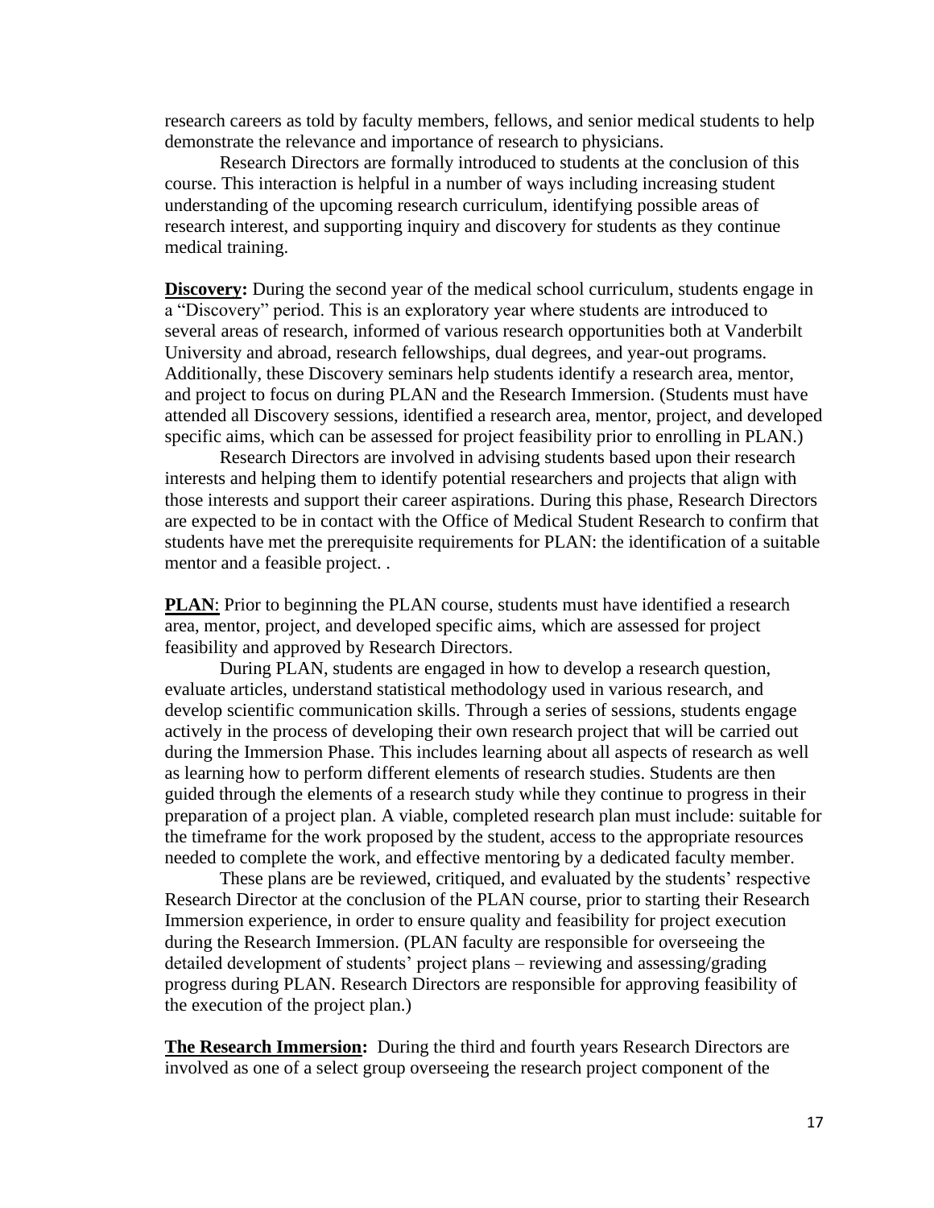research careers as told by faculty members, fellows, and senior medical students to help demonstrate the relevance and importance of research to physicians.

Research Directors are formally introduced to students at the conclusion of this course. This interaction is helpful in a number of ways including increasing student understanding of the upcoming research curriculum, identifying possible areas of research interest, and supporting inquiry and discovery for students as they continue medical training.

**Discovery:** During the second year of the medical school curriculum, students engage in a "Discovery" period. This is an exploratory year where students are introduced to several areas of research, informed of various research opportunities both at Vanderbilt University and abroad, research fellowships, dual degrees, and year-out programs. Additionally, these Discovery seminars help students identify a research area, mentor, and project to focus on during PLAN and the Research Immersion. (Students must have attended all Discovery sessions, identified a research area, mentor, project, and developed specific aims, which can be assessed for project feasibility prior to enrolling in PLAN.)

Research Directors are involved in advising students based upon their research interests and helping them to identify potential researchers and projects that align with those interests and support their career aspirations. During this phase, Research Directors are expected to be in contact with the Office of Medical Student Research to confirm that students have met the prerequisite requirements for PLAN: the identification of a suitable mentor and a feasible project. .

**PLAN**: Prior to beginning the PLAN course, students must have identified a research area, mentor, project, and developed specific aims, which are assessed for project feasibility and approved by Research Directors.

During PLAN, students are engaged in how to develop a research question, evaluate articles, understand statistical methodology used in various research, and develop scientific communication skills. Through a series of sessions, students engage actively in the process of developing their own research project that will be carried out during the Immersion Phase. This includes learning about all aspects of research as well as learning how to perform different elements of research studies. Students are then guided through the elements of a research study while they continue to progress in their preparation of a project plan. A viable, completed research plan must include: suitable for the timeframe for the work proposed by the student, access to the appropriate resources needed to complete the work, and effective mentoring by a dedicated faculty member.

These plans are be reviewed, critiqued, and evaluated by the students' respective Research Director at the conclusion of the PLAN course, prior to starting their Research Immersion experience, in order to ensure quality and feasibility for project execution during the Research Immersion. (PLAN faculty are responsible for overseeing the detailed development of students' project plans – reviewing and assessing/grading progress during PLAN. Research Directors are responsible for approving feasibility of the execution of the project plan.)

**The Research Immersion:** During the third and fourth years Research Directors are involved as one of a select group overseeing the research project component of the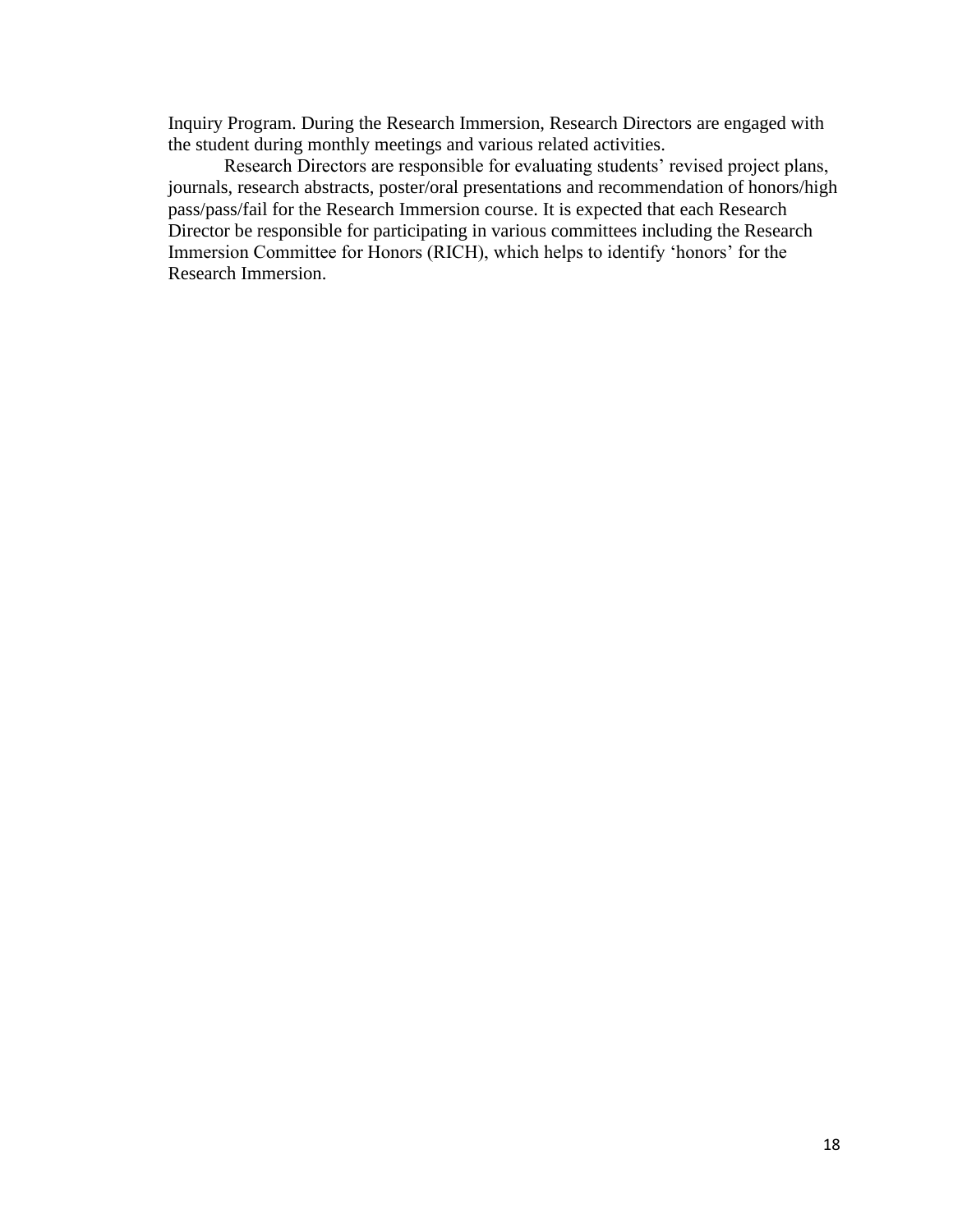Inquiry Program. During the Research Immersion, Research Directors are engaged with the student during monthly meetings and various related activities.

Research Directors are responsible for evaluating students' revised project plans, journals, research abstracts, poster/oral presentations and recommendation of honors/high pass/pass/fail for the Research Immersion course. It is expected that each Research Director be responsible for participating in various committees including the Research Immersion Committee for Honors (RICH), which helps to identify 'honors' for the Research Immersion.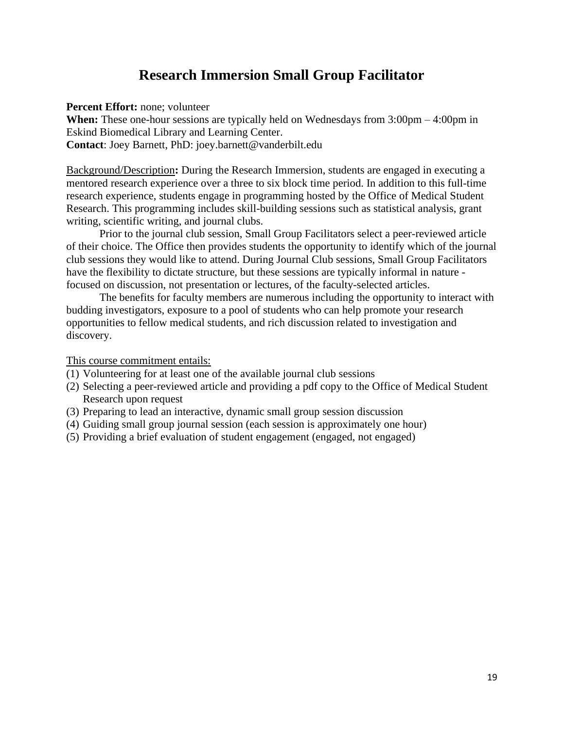# Research Immersion Small Group Facilitator

**Percent Effort:** none; volunteer
**When:** These one-hour sessions are typically held on Wednesdays from 3:00pm – 4:00pm in Eskind Biomedical Library and Learning Center.
**Contact**: Joey Barnett, PhD: joey.barnett@vanderbilt.edu

Background/Description**:** During the Research Immersion, students are engaged in executing a mentored research experience over a three to six block time period. In addition to this full-time research experience, students engage in programming hosted by the Office of Medical Student Research. This programming includes skill-building sessions such as statistical analysis, grant writing, scientific writing, and journal clubs.

Prior to the journal club session, Small Group Facilitators select a peer-reviewed article of their choice. The Office then provides students the opportunity to identify which of the journal club sessions they would like to attend. During Journal Club sessions, Small Group Facilitators have the flexibility to dictate structure, but these sessions are typically informal in nature - focused on discussion, not presentation or lectures, of the faculty-selected articles.

The benefits for faculty members are numerous including the opportunity to interact with budding investigators, exposure to a pool of students who can help promote your research opportunities to fellow medical students, and rich discussion related to investigation and discovery.

This course commitment entails:

(1) Volunteering for at least one of the available journal club sessions
(2) Selecting a peer-reviewed article and providing a pdf copy to the Office of Medical Student Research upon request
(3) Preparing to lead an interactive, dynamic small group session discussion
(4) Guiding small group journal session (each session is approximately one hour)
(5) Providing a brief evaluation of student engagement (engaged, not engaged)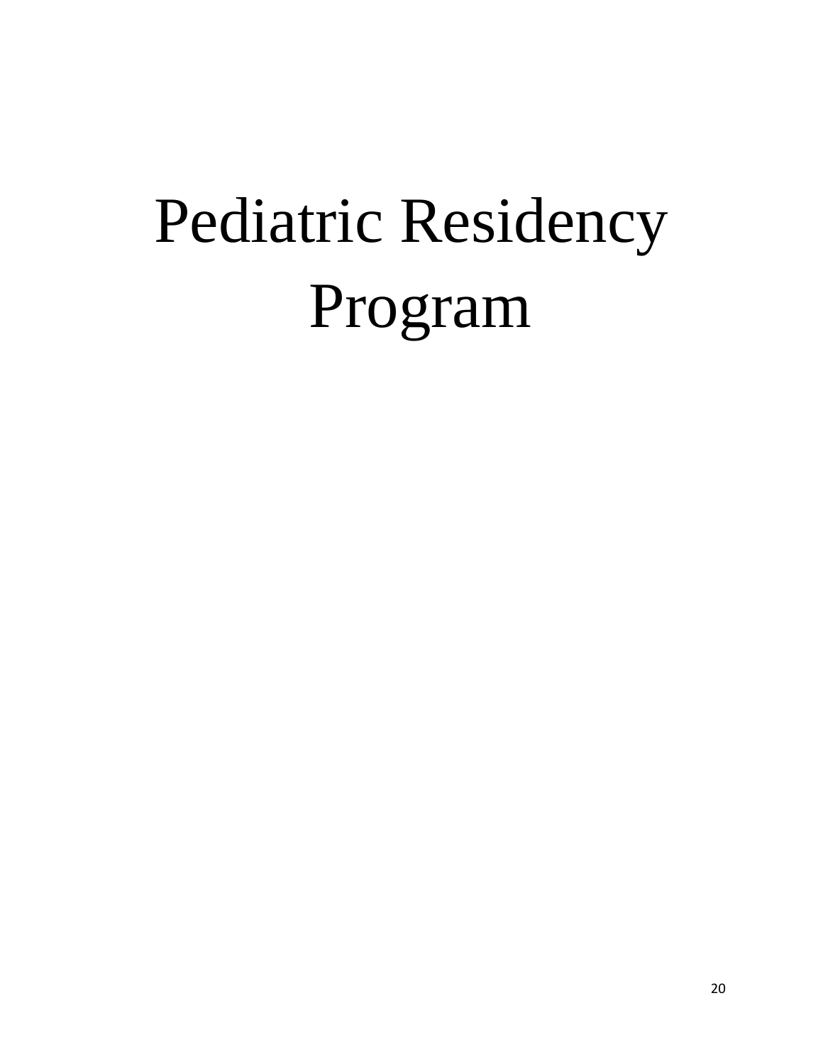# Pediatric Residency Program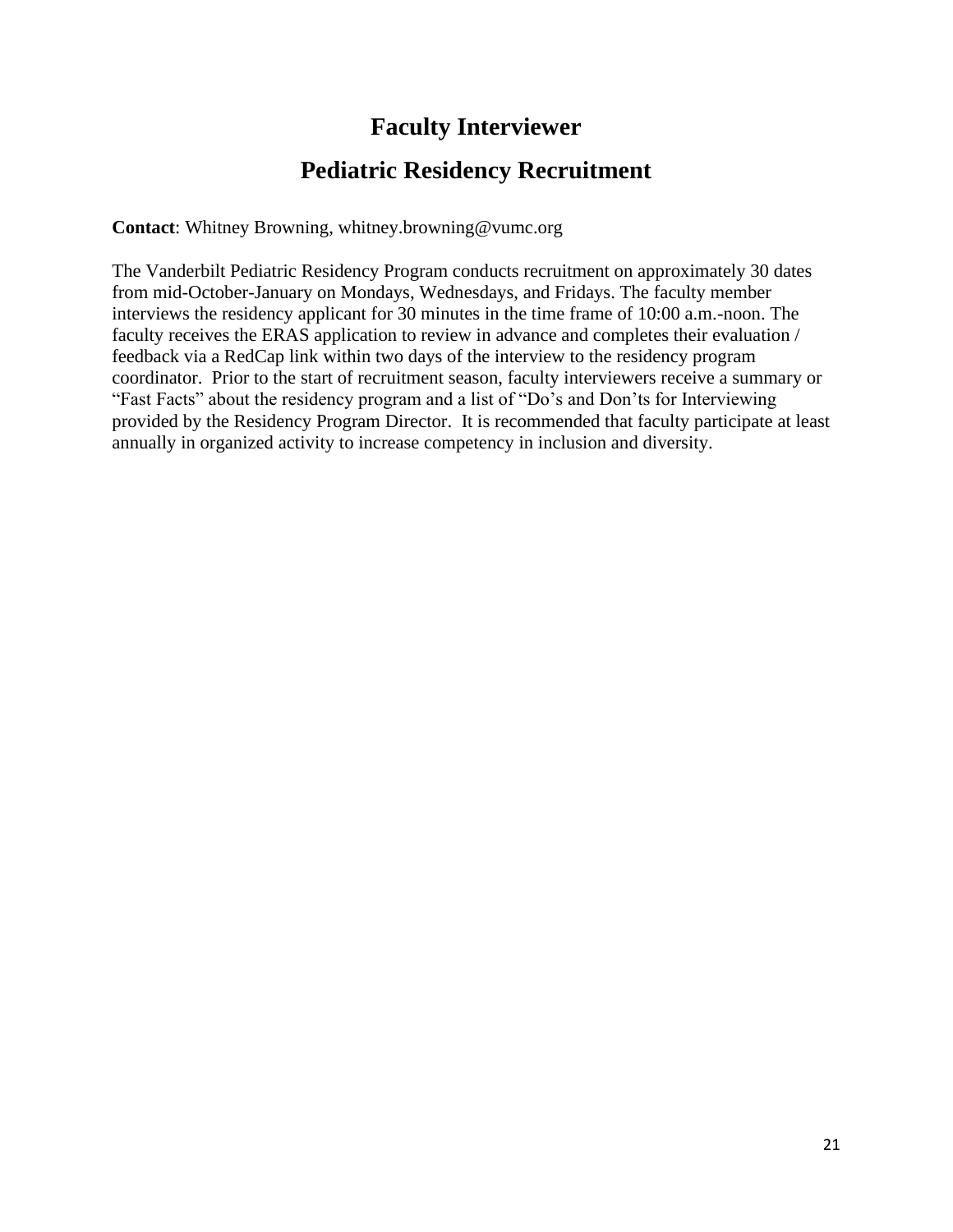# Faculty Interviewer

## Pediatric Residency Recruitment

**Contact**: Whitney Browning, whitney.browning@vumc.org

The Vanderbilt Pediatric Residency Program conducts recruitment on approximately 30 dates from mid-October-January on Mondays, Wednesdays, and Fridays. The faculty member interviews the residency applicant for 30 minutes in the time frame of 10:00 a.m.-noon. The faculty receives the ERAS application to review in advance and completes their evaluation / feedback via a RedCap link within two days of the interview to the residency program coordinator. Prior to the start of recruitment season, faculty interviewers receive a summary or "Fast Facts" about the residency program and a list of "Do's and Don'ts for Interviewing provided by the Residency Program Director. It is recommended that faculty participate at least annually in organized activity to increase competency in inclusion and diversity.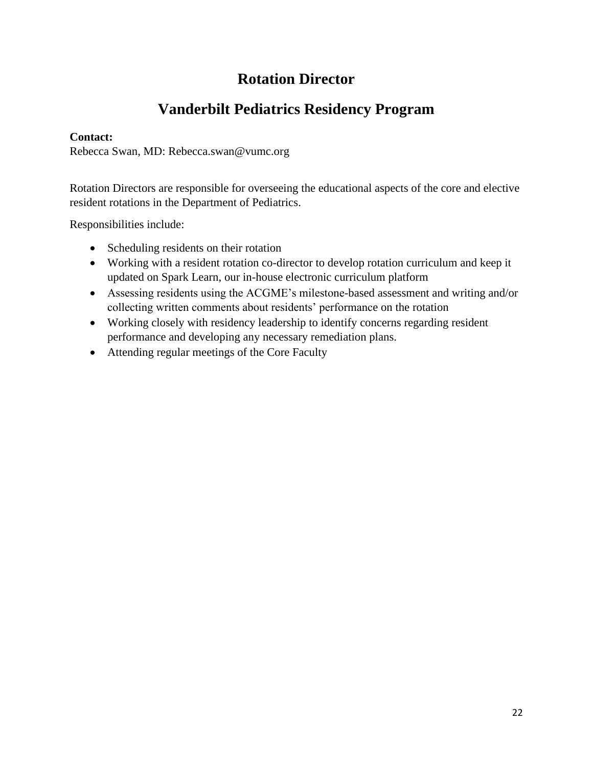# Rotation Director

# Vanderbilt Pediatrics Residency Program

**Contact:**
Rebecca Swan, MD: Rebecca.swan@vumc.org

Rotation Directors are responsible for overseeing the educational aspects of the core and elective resident rotations in the Department of Pediatrics.

Responsibilities include:

- Scheduling residents on their rotation
- Working with a resident rotation co-director to develop rotation curriculum and keep it updated on Spark Learn, our in-house electronic curriculum platform
- Assessing residents using the ACGME's milestone-based assessment and writing and/or collecting written comments about residents' performance on the rotation
- Working closely with residency leadership to identify concerns regarding resident performance and developing any necessary remediation plans.
- Attending regular meetings of the Core Faculty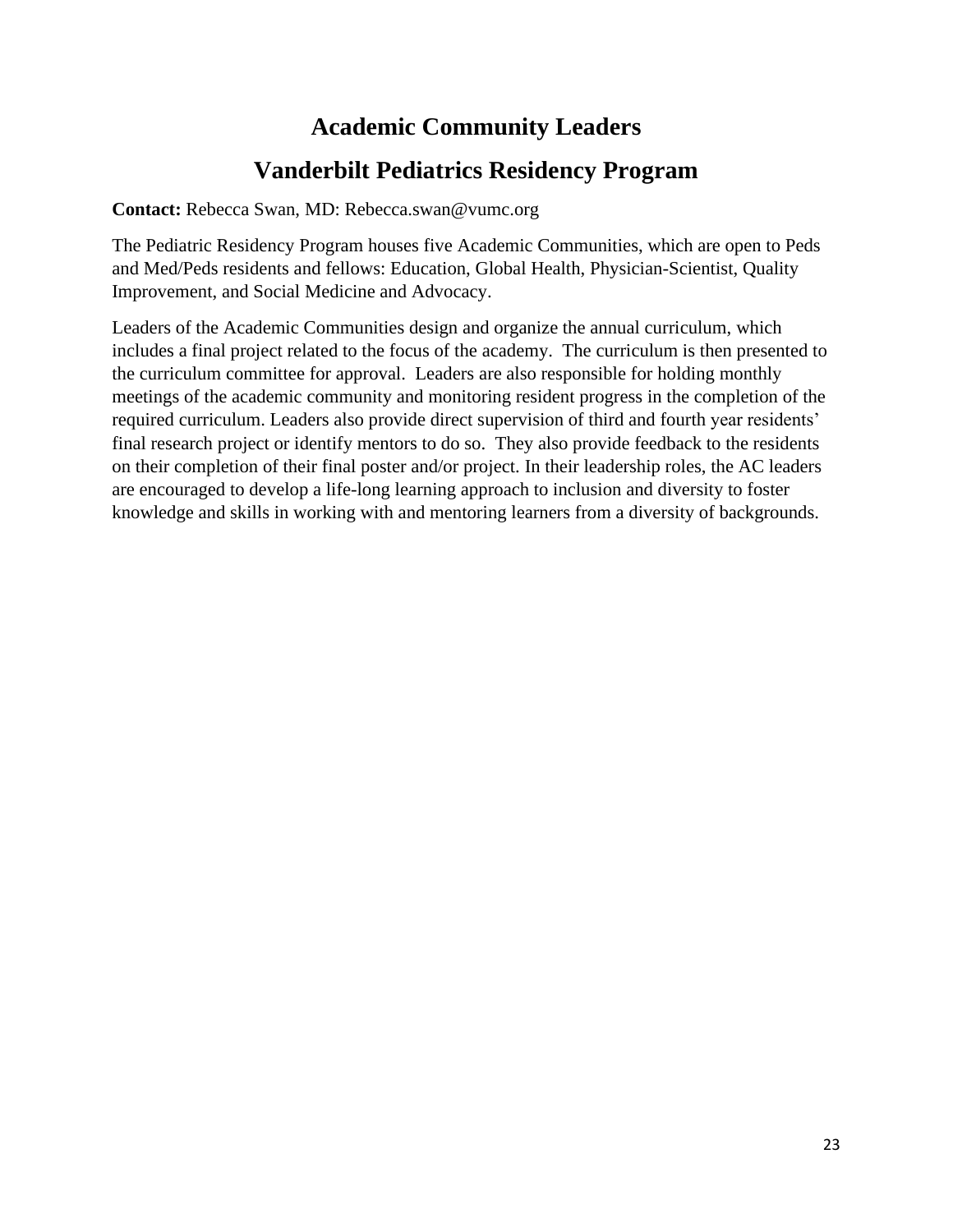# Academic Community Leaders

# Vanderbilt Pediatrics Residency Program

**Contact:** Rebecca Swan, MD: Rebecca.swan@vumc.org

The Pediatric Residency Program houses five Academic Communities, which are open to Peds and Med/Peds residents and fellows: Education, Global Health, Physician-Scientist, Quality Improvement, and Social Medicine and Advocacy.

Leaders of the Academic Communities design and organize the annual curriculum, which includes a final project related to the focus of the academy. The curriculum is then presented to the curriculum committee for approval. Leaders are also responsible for holding monthly meetings of the academic community and monitoring resident progress in the completion of the required curriculum. Leaders also provide direct supervision of third and fourth year residents' final research project or identify mentors to do so. They also provide feedback to the residents on their completion of their final poster and/or project. In their leadership roles, the AC leaders are encouraged to develop a life-long learning approach to inclusion and diversity to foster knowledge and skills in working with and mentoring learners from a diversity of backgrounds.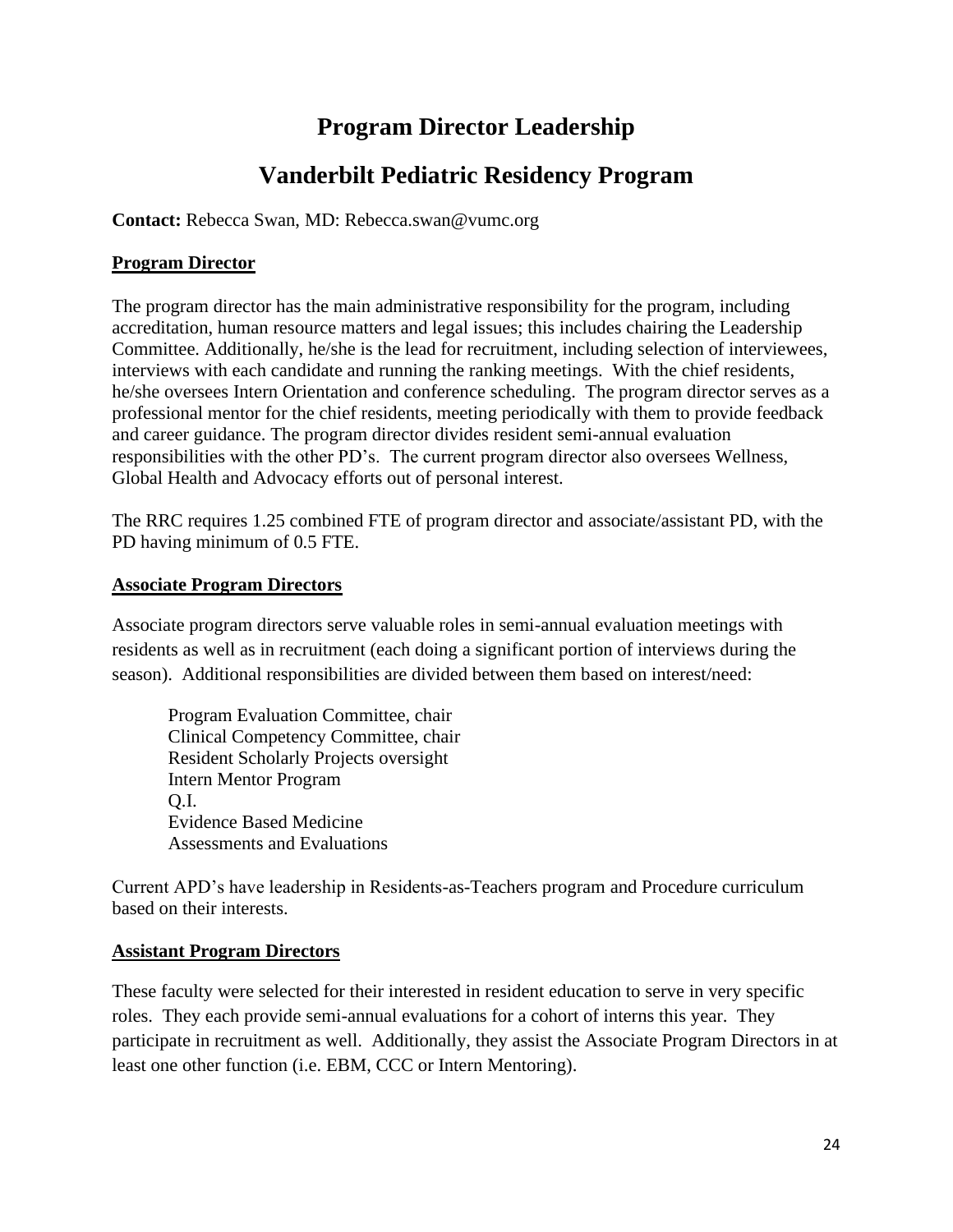# Program Director Leadership

# Vanderbilt Pediatric Residency Program

**Contact:** Rebecca Swan, MD: Rebecca.swan@vumc.org

## Program Director

The program director has the main administrative responsibility for the program, including accreditation, human resource matters and legal issues; this includes chairing the Leadership Committee. Additionally, he/she is the lead for recruitment, including selection of interviewees, interviews with each candidate and running the ranking meetings. With the chief residents, he/she oversees Intern Orientation and conference scheduling. The program director serves as a professional mentor for the chief residents, meeting periodically with them to provide feedback and career guidance. The program director divides resident semi-annual evaluation responsibilities with the other PD's. The current program director also oversees Wellness, Global Health and Advocacy efforts out of personal interest.

The RRC requires 1.25 combined FTE of program director and associate/assistant PD, with the PD having minimum of 0.5 FTE.

## Associate Program Directors

Associate program directors serve valuable roles in semi-annual evaluation meetings with residents as well as in recruitment (each doing a significant portion of interviews during the season). Additional responsibilities are divided between them based on interest/need:

- Program Evaluation Committee, chair
- Clinical Competency Committee, chair
- Resident Scholarly Projects oversight
- Intern Mentor Program
- Q.I.
- Evidence Based Medicine
- Assessments and Evaluations

Current APD's have leadership in Residents-as-Teachers program and Procedure curriculum based on their interests.

## Assistant Program Directors

These faculty were selected for their interested in resident education to serve in very specific roles. They each provide semi-annual evaluations for a cohort of interns this year. They participate in recruitment as well. Additionally, they assist the Associate Program Directors in at least one other function (i.e. EBM, CCC or Intern Mentoring).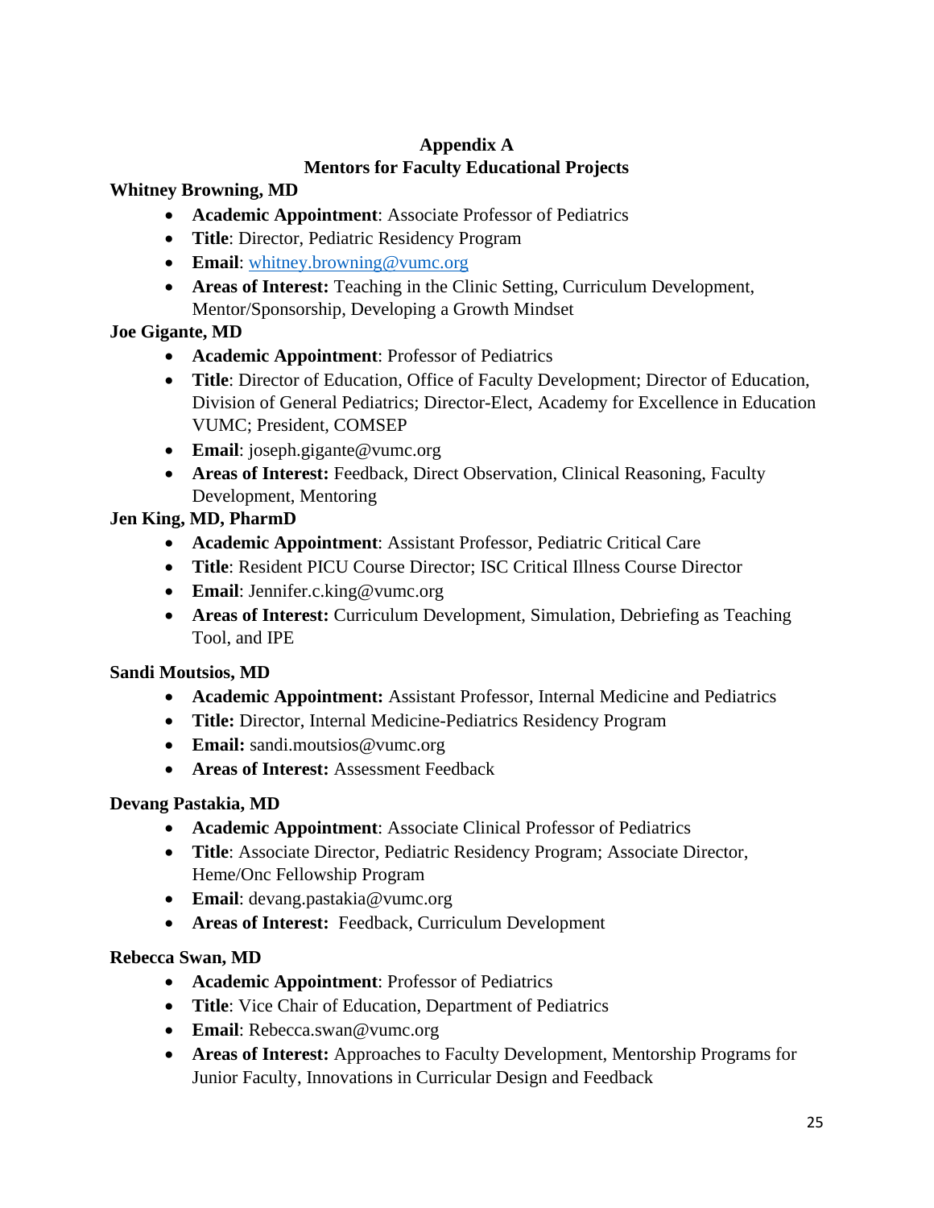# Appendix A
## Mentors for Faculty Educational Projects

**Whitney Browning, MD**

- **Academic Appointment**: Associate Professor of Pediatrics
- **Title**: Director, Pediatric Residency Program
- **Email**: whitney.browning@vumc.org
- **Areas of Interest:** Teaching in the Clinic Setting, Curriculum Development, Mentor/Sponsorship, Developing a Growth Mindset

**Joe Gigante, MD**

- **Academic Appointment**: Professor of Pediatrics
- **Title**: Director of Education, Office of Faculty Development; Director of Education, Division of General Pediatrics; Director-Elect, Academy for Excellence in Education VUMC; President, COMSEP
- **Email**: joseph.gigante@vumc.org
- **Areas of Interest:** Feedback, Direct Observation, Clinical Reasoning, Faculty Development, Mentoring

**Jen King, MD, PharmD**

- **Academic Appointment**: Assistant Professor, Pediatric Critical Care
- **Title**: Resident PICU Course Director; ISC Critical Illness Course Director
- **Email**: Jennifer.c.king@vumc.org
- **Areas of Interest:** Curriculum Development, Simulation, Debriefing as Teaching Tool, and IPE

**Sandi Moutsios, MD**

- **Academic Appointment:** Assistant Professor, Internal Medicine and Pediatrics
- **Title:** Director, Internal Medicine-Pediatrics Residency Program
- **Email:** sandi.moutsios@vumc.org
- **Areas of Interest:** Assessment Feedback

**Devang Pastakia, MD**

- **Academic Appointment**: Associate Clinical Professor of Pediatrics
- **Title**: Associate Director, Pediatric Residency Program; Associate Director, Heme/Onc Fellowship Program
- **Email**: devang.pastakia@vumc.org
- **Areas of Interest:** Feedback, Curriculum Development

**Rebecca Swan, MD**

- **Academic Appointment**: Professor of Pediatrics
- **Title**: Vice Chair of Education, Department of Pediatrics
- **Email**: Rebecca.swan@vumc.org
- **Areas of Interest:** Approaches to Faculty Development, Mentorship Programs for Junior Faculty, Innovations in Curricular Design and Feedback